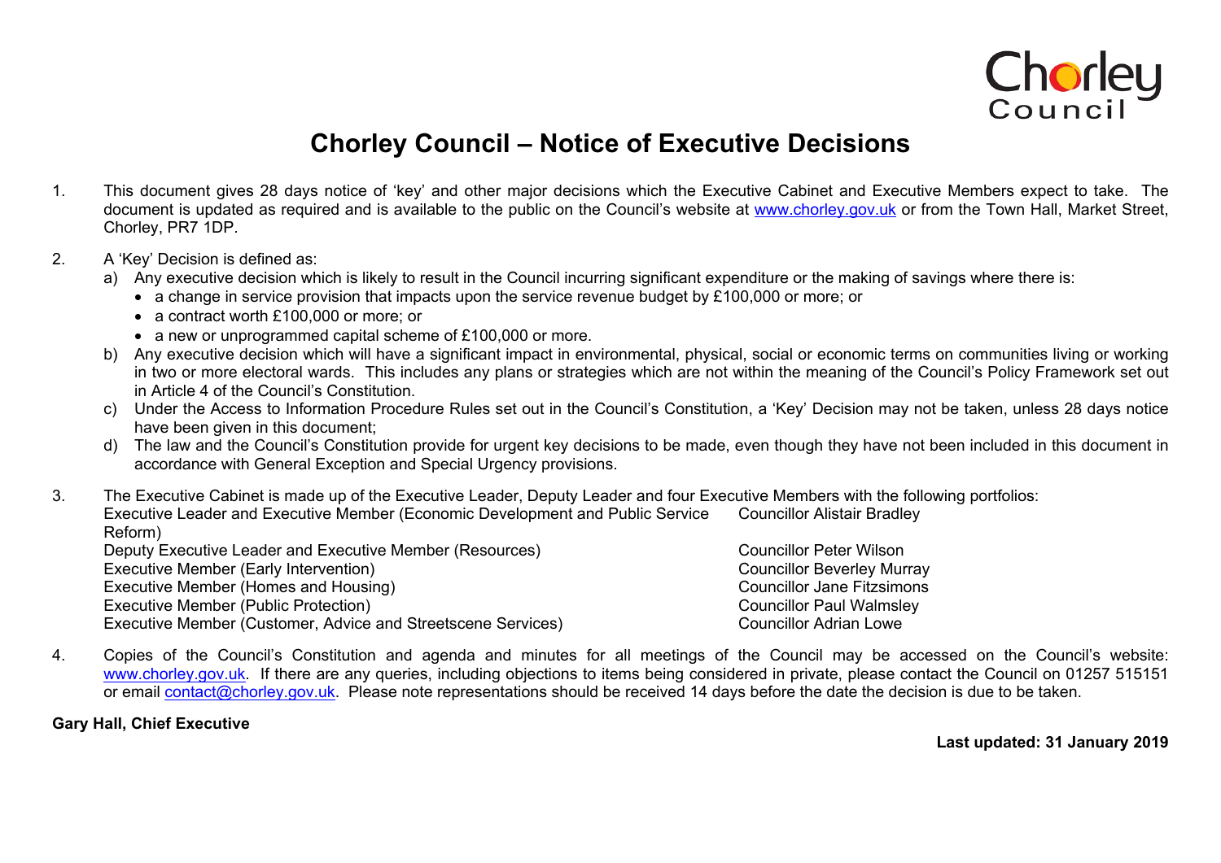# Chorley Council – Notice of Executive Decisions

1. This document gives 28 days notice of 'key' and other major decisions which the Executive Cabinet and Executive Members expect to take. The document is updated as required and is available to the public on the Council's website at www.chorley.gov.uk or from the Town Hall, Market Street, Chorley, PR7 1DP.

2. A 'Key' Decision is defined as:
   a) Any executive decision which is likely to result in the Council incurring significant expenditure or the making of savings where there is:
      - a change in service provision that impacts upon the service revenue budget by £100,000 or more; or
      - a contract worth £100,000 or more; or
      - a new or unprogrammed capital scheme of £100,000 or more.
   b) Any executive decision which will have a significant impact in environmental, physical, social or economic terms on communities living or working in two or more electoral wards. This includes any plans or strategies which are not within the meaning of the Council's Policy Framework set out in Article 4 of the Council's Constitution.
   c) Under the Access to Information Procedure Rules set out in the Council's Constitution, a 'Key' Decision may not be taken, unless 28 days notice have been given in this document;
   d) The law and the Council's Constitution provide for urgent key decisions to be made, even though they have not been included in this document in accordance with General Exception and Special Urgency provisions.

3. The Executive Cabinet is made up of the Executive Leader, Deputy Leader and four Executive Members with the following portfolios:

| | |
|---|---|
| Executive Leader and Executive Member (Economic Development and Public Service Reform) | Councillor Alistair Bradley |
| Deputy Executive Leader and Executive Member (Resources) | Councillor Peter Wilson |
| Executive Member (Early Intervention) | Councillor Beverley Murray |
| Executive Member (Homes and Housing) | Councillor Jane Fitzsimons |
| Executive Member (Public Protection) | Councillor Paul Walmsley |
| Executive Member (Customer, Advice and Streetscene Services) | Councillor Adrian Lowe |

4. Copies of the Council's Constitution and agenda and minutes for all meetings of the Council may be accessed on the Council's website: www.chorley.gov.uk. If there are any queries, including objections to items being considered in private, please contact the Council on 01257 515151 or email contact@chorley.gov.uk. Please note representations should be received 14 days before the date the decision is due to be taken.

**Gary Hall, Chief Executive**

**Last updated: 31 January 2019**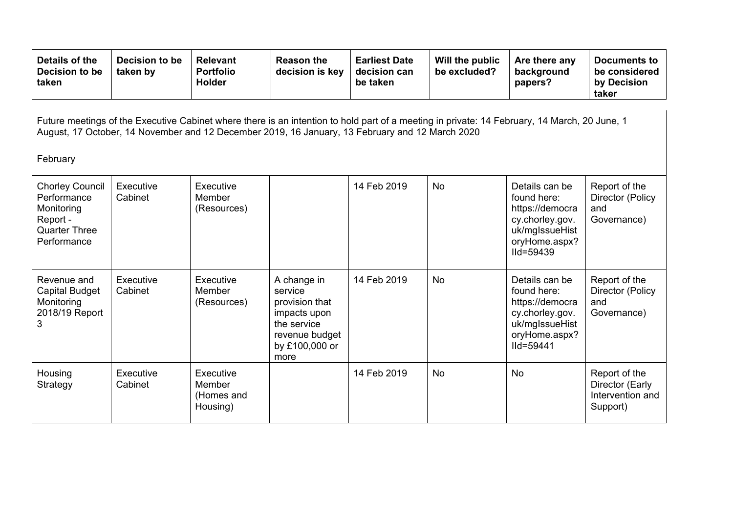| Details of the Decision to be taken | Decision to be taken by | Relevant Portfolio Holder | Reason the decision is key | Earliest Date decision can be taken | Will the public be excluded? | Are there any background papers? | Documents to be considered by Decision taker |
|---|---|---|---|---|---|---|---|
| Future meetings of the Executive Cabinet where there is an intention to hold part of a meeting in private: 14 February, 14 March, 20 June, 1 August, 17 October, 14 November and 12 December 2019, 16 January, 13 February and 12 March 2020<br><br>February | | | | | | | |
| Chorley Council Performance Monitoring Report - Quarter Three Performance | Executive Cabinet | Executive Member (Resources) | | 14 Feb 2019 | No | Details can be found here: https://democracy.chorley.gov.uk/mgIssueHistoryHome.aspx?IId=59439 | Report of the Director (Policy and Governance) |
| Revenue and Capital Budget Monitoring 2018/19 Report 3 | Executive Cabinet | Executive Member (Resources) | A change in service provision that impacts upon the service revenue budget by £100,000 or more | 14 Feb 2019 | No | Details can be found here: https://democracy.chorley.gov.uk/mgIssueHistoryHome.aspx?IId=59441 | Report of the Director (Policy and Governance) |
| Housing Strategy | Executive Cabinet | Executive Member (Homes and Housing) | | 14 Feb 2019 | No | No | Report of the Director (Early Intervention and Support) |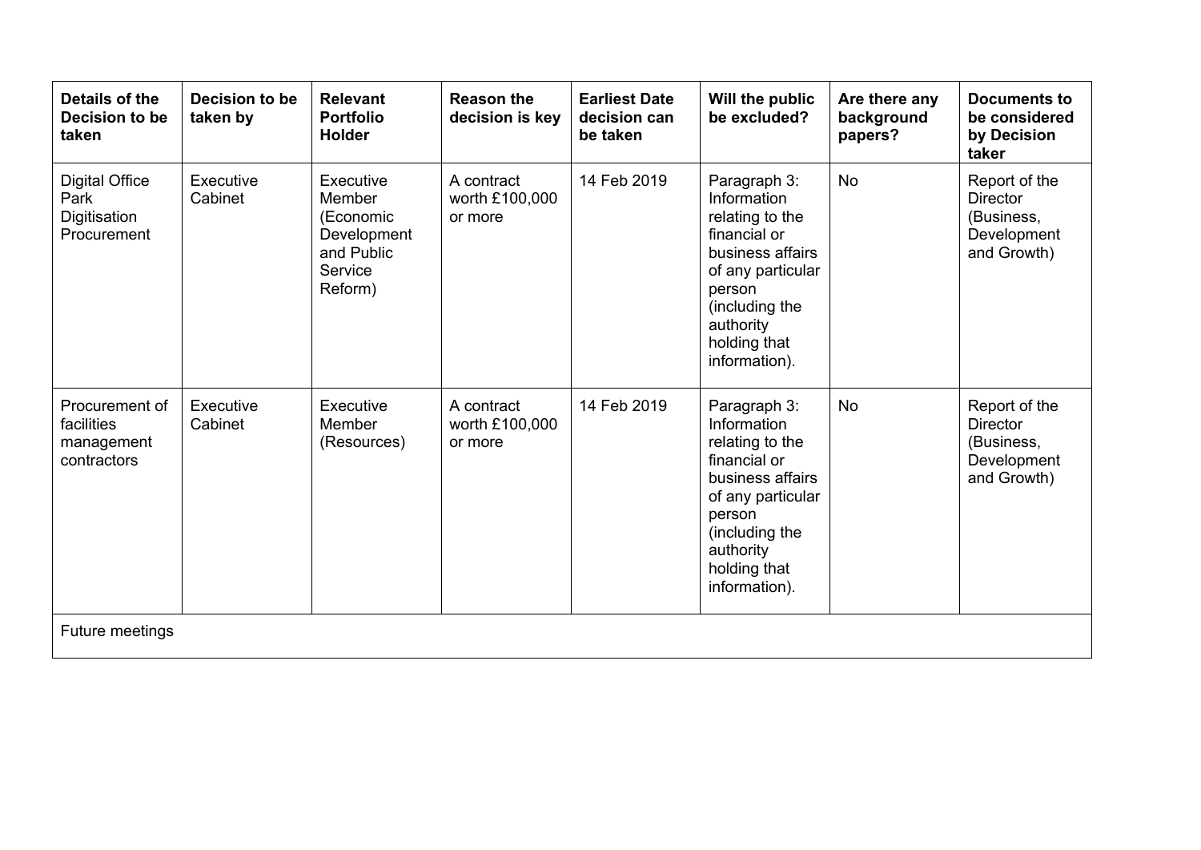| Details of the Decision to be taken | Decision to be taken by | Relevant Portfolio Holder | Reason the decision is key | Earliest Date decision can be taken | Will the public be excluded? | Are there any background papers? | Documents to be considered by Decision taker |
|---|---|---|---|---|---|---|---|
| Digital Office Park Digitisation Procurement | Executive Cabinet | Executive Member (Economic Development and Public Service Reform) | A contract worth £100,000 or more | 14 Feb 2019 | Paragraph 3: Information relating to the financial or business affairs of any particular person (including the authority holding that information). | No | Report of the Director (Business, Development and Growth) |
| Procurement of facilities management contractors | Executive Cabinet | Executive Member (Resources) | A contract worth £100,000 or more | 14 Feb 2019 | Paragraph 3: Information relating to the financial or business affairs of any particular person (including the authority holding that information). | No | Report of the Director (Business, Development and Growth) |
| Future meetings | | | | | | | |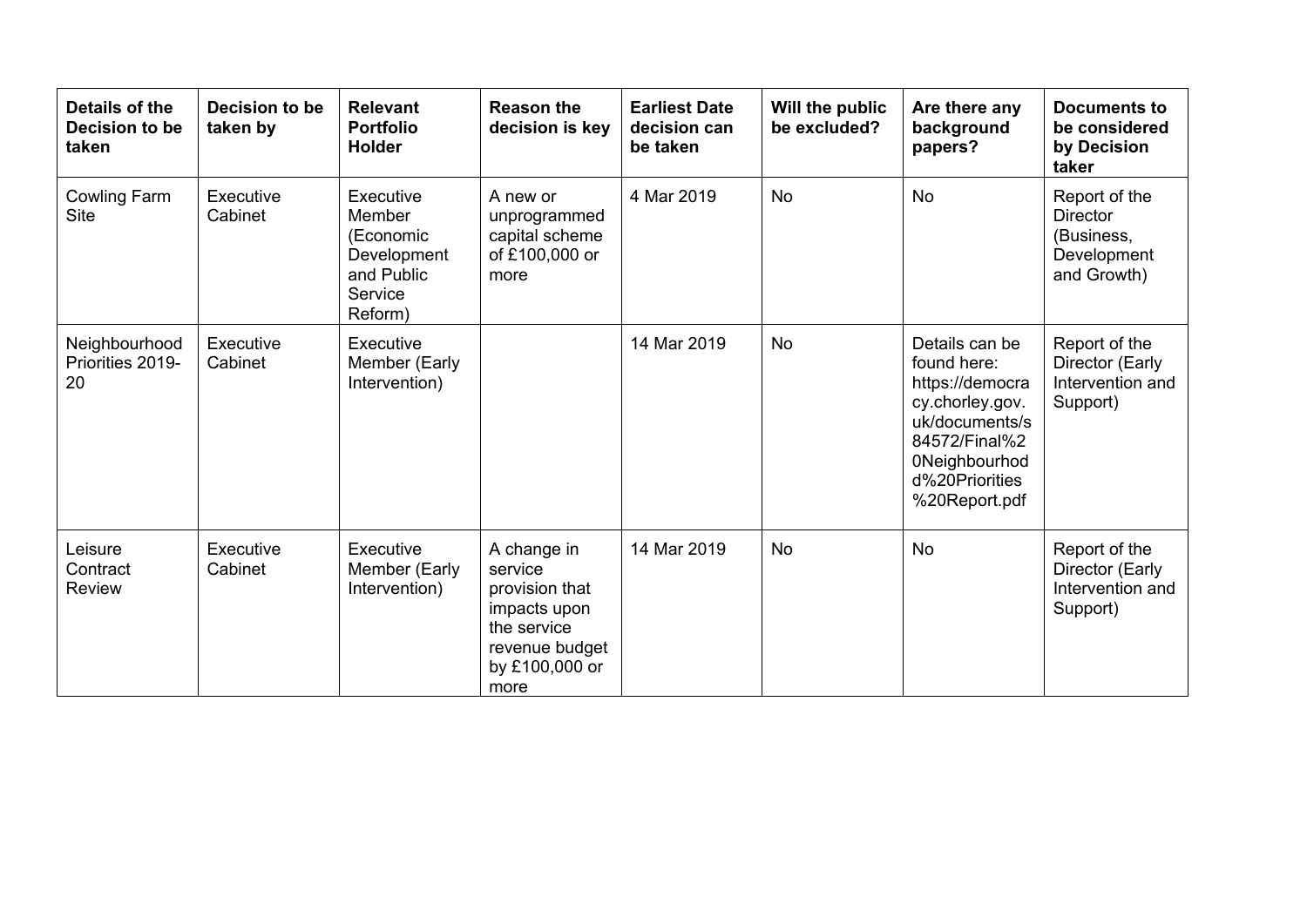| Details of the Decision to be taken | Decision to be taken by | Relevant Portfolio Holder | Reason the decision is key | Earliest Date decision can be taken | Will the public be excluded? | Are there any background papers? | Documents to be considered by Decision taker |
|---|---|---|---|---|---|---|---|
| Cowling Farm Site | Executive Cabinet | Executive Member (Economic Development and Public Service Reform) | A new or unprogrammed capital scheme of £100,000 or more | 4 Mar 2019 | No | No | Report of the Director (Business, Development and Growth) |
| Neighbourhood Priorities 2019-20 | Executive Cabinet | Executive Member (Early Intervention) | | 14 Mar 2019 | No | Details can be found here: https://democracy.chorley.gov.uk/documents/s84572/Final%20Neighbourhood%20Priorities%20Report.pdf | Report of the Director (Early Intervention and Support) |
| Leisure Contract Review | Executive Cabinet | Executive Member (Early Intervention) | A change in service provision that impacts upon the service revenue budget by £100,000 or more | 14 Mar 2019 | No | No | Report of the Director (Early Intervention and Support) |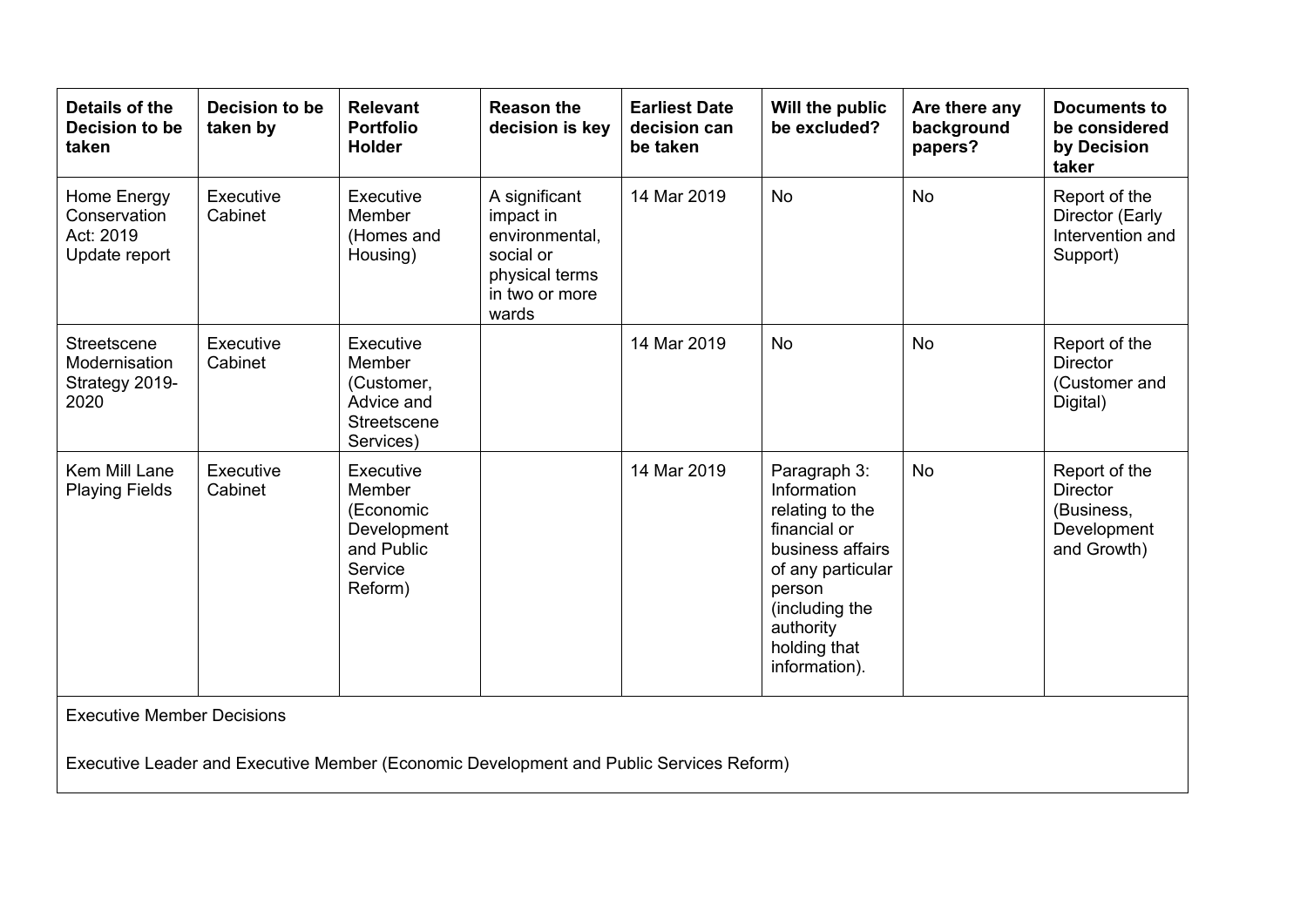| Details of the Decision to be taken | Decision to be taken by | Relevant Portfolio Holder | Reason the decision is key | Earliest Date decision can be taken | Will the public be excluded? | Are there any background papers? | Documents to be considered by Decision taker |
|---|---|---|---|---|---|---|---|
| Home Energy Conservation Act: 2019 Update report | Executive Cabinet | Executive Member (Homes and Housing) | A significant impact in environmental, social or physical terms in two or more wards | 14 Mar 2019 | No | No | Report of the Director (Early Intervention and Support) |
| Streetscene Modernisation Strategy 2019-2020 | Executive Cabinet | Executive Member (Customer, Advice and Streetscene Services) | | 14 Mar 2019 | No | No | Report of the Director (Customer and Digital) |
| Kem Mill Lane Playing Fields | Executive Cabinet | Executive Member (Economic Development and Public Service Reform) | | 14 Mar 2019 | Paragraph 3: Information relating to the financial or business affairs of any particular person (including the authority holding that information). | No | Report of the Director (Business, Development and Growth) |
| Executive Member Decisions<br><br>Executive Leader and Executive Member (Economic Development and Public Services Reform) | | | | | | | |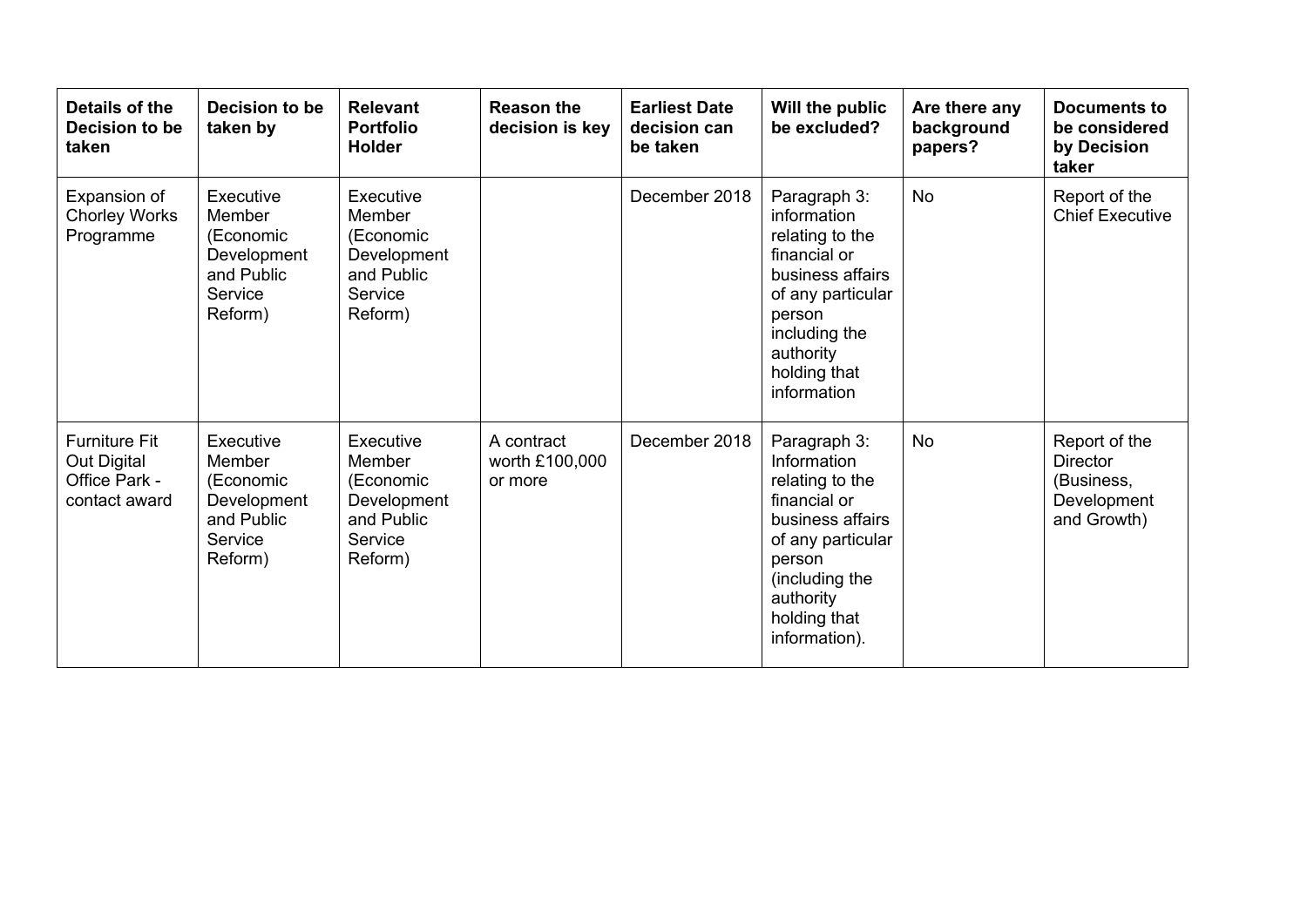| Details of the Decision to be taken | Decision to be taken by | Relevant Portfolio Holder | Reason the decision is key | Earliest Date decision can be taken | Will the public be excluded? | Are there any background papers? | Documents to be considered by Decision taker |
|---|---|---|---|---|---|---|---|
| Expansion of Chorley Works Programme | Executive Member (Economic Development and Public Service Reform) | Executive Member (Economic Development and Public Service Reform) | | December 2018 | Paragraph 3: information relating to the financial or business affairs of any particular person including the authority holding that information | No | Report of the Chief Executive |
| Furniture Fit Out Digital Office Park - contact award | Executive Member (Economic Development and Public Service Reform) | Executive Member (Economic Development and Public Service Reform) | A contract worth £100,000 or more | December 2018 | Paragraph 3: Information relating to the financial or business affairs of any particular person (including the authority holding that information). | No | Report of the Director (Business, Development and Growth) |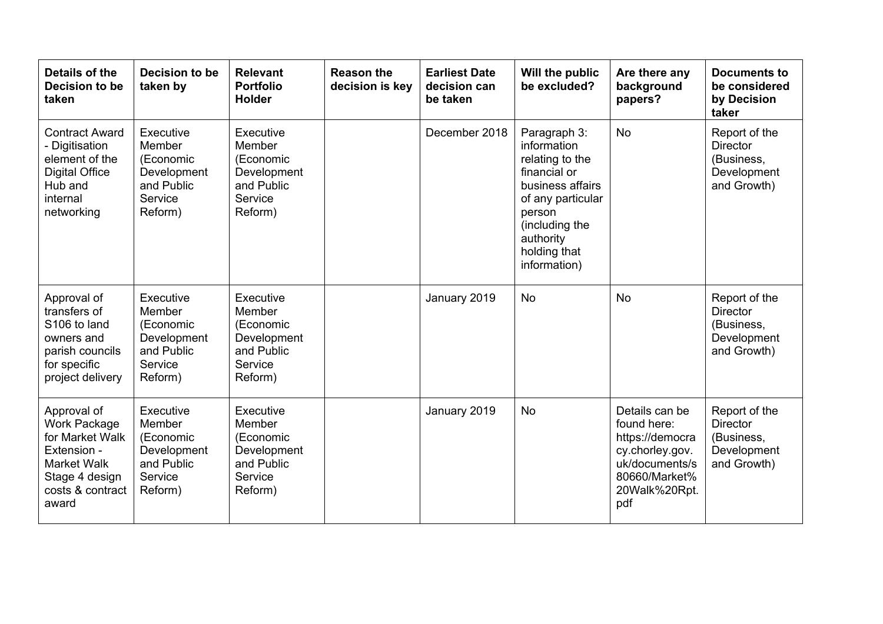| Details of the Decision to be taken | Decision to be taken by | Relevant Portfolio Holder | Reason the decision is key | Earliest Date decision can be taken | Will the public be excluded? | Are there any background papers? | Documents to be considered by Decision taker |
|---|---|---|---|---|---|---|---|
| Contract Award - Digitisation element of the Digital Office Hub and internal networking | Executive Member (Economic Development and Public Service Reform) | Executive Member (Economic Development and Public Service Reform) | | December 2018 | Paragraph 3: information relating to the financial or business affairs of any particular person (including the authority holding that information) | No | Report of the Director (Business, Development and Growth) |
| Approval of transfers of S106 to land owners and parish councils for specific project delivery | Executive Member (Economic Development and Public Service Reform) | Executive Member (Economic Development and Public Service Reform) | | January 2019 | No | No | Report of the Director (Business, Development and Growth) |
| Approval of Work Package for Market Walk Extension - Market Walk Stage 4 design costs & contract award | Executive Member (Economic Development and Public Service Reform) | Executive Member (Economic Development and Public Service Reform) | | January 2019 | No | Details can be found here: https://democracy.chorley.gov.uk/documents/s80660/Market%20Walk%20Rpt.pdf | Report of the Director (Business, Development and Growth) |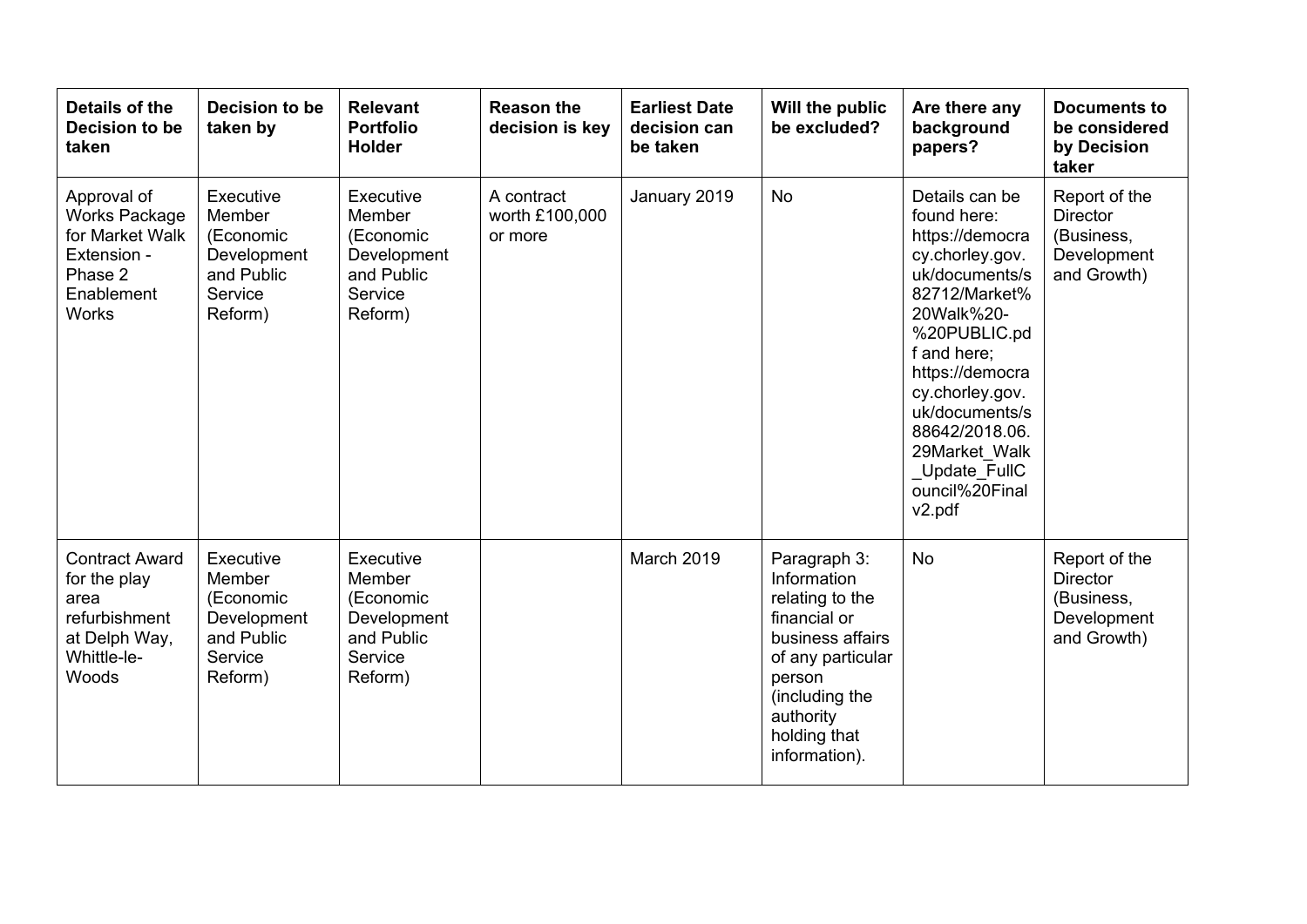| Details of the Decision to be taken | Decision to be taken by | Relevant Portfolio Holder | Reason the decision is key | Earliest Date decision can be taken | Will the public be excluded? | Are there any background papers? | Documents to be considered by Decision taker |
|---|---|---|---|---|---|---|---|
| Approval of Works Package for Market Walk Extension - Phase 2 Enablement Works | Executive Member (Economic Development and Public Service Reform) | Executive Member (Economic Development and Public Service Reform) | A contract worth £100,000 or more | January 2019 | No | Details can be found here: https://democracy.chorley.gov.uk/documents/s82712/Market%20Walk%20-%20PUBLIC.pdf and here; https://democracy.chorley.gov.uk/documents/s88642/2018.06.29Market_Walk_Update_FullCouncil%20Finalv2.pdf | Report of the Director (Business, Development and Growth) |
| Contract Award for the play area refurbishment at Delph Way, Whittle-le-Woods | Executive Member (Economic Development and Public Service Reform) | Executive Member (Economic Development and Public Service Reform) | | March 2019 | Paragraph 3: Information relating to the financial or business affairs of any particular person (including the authority holding that information). | No | Report of the Director (Business, Development and Growth) |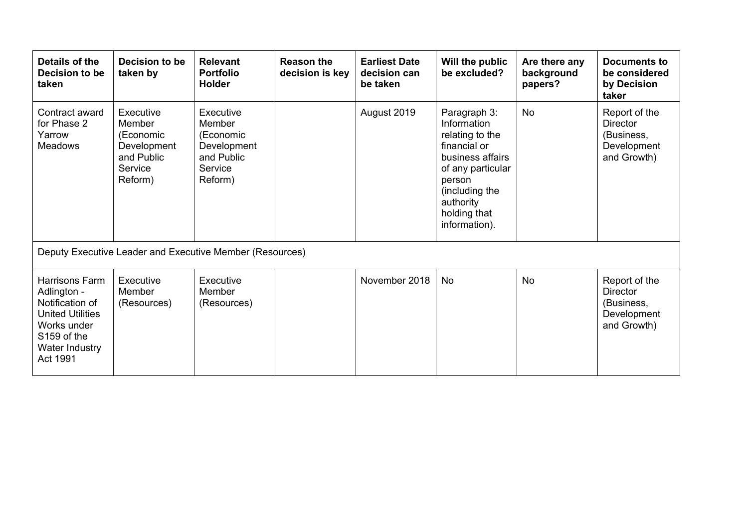| Details of the Decision to be taken | Decision to be taken by | Relevant Portfolio Holder | Reason the decision is key | Earliest Date decision can be taken | Will the public be excluded? | Are there any background papers? | Documents to be considered by Decision taker |
|---|---|---|---|---|---|---|---|
| Contract award for Phase 2 Yarrow Meadows | Executive Member (Economic Development and Public Service Reform) | Executive Member (Economic Development and Public Service Reform) | | August 2019 | Paragraph 3: Information relating to the financial or business affairs of any particular person (including the authority holding that information). | No | Report of the Director (Business, Development and Growth) |
| Deputy Executive Leader and Executive Member (Resources) | | | | | | | |
| Harrisons Farm Adlington - Notification of United Utilities Works under S159 of the Water Industry Act 1991 | Executive Member (Resources) | Executive Member (Resources) | | November 2018 | No | No | Report of the Director (Business, Development and Growth) |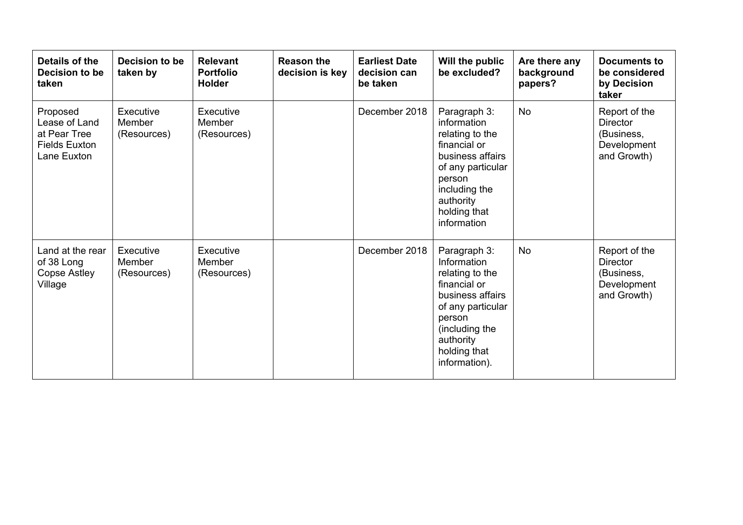| Details of the Decision to be taken | Decision to be taken by | Relevant Portfolio Holder | Reason the decision is key | Earliest Date decision can be taken | Will the public be excluded? | Are there any background papers? | Documents to be considered by Decision taker |
|---|---|---|---|---|---|---|---|
| Proposed Lease of Land at Pear Tree Fields Euxton Lane Euxton | Executive Member (Resources) | Executive Member (Resources) | | December 2018 | Paragraph 3: information relating to the financial or business affairs of any particular person including the authority holding that information | No | Report of the Director (Business, Development and Growth) |
| Land at the rear of 38 Long Copse Astley Village | Executive Member (Resources) | Executive Member (Resources) | | December 2018 | Paragraph 3: Information relating to the financial or business affairs of any particular person (including the authority holding that information). | No | Report of the Director (Business, Development and Growth) |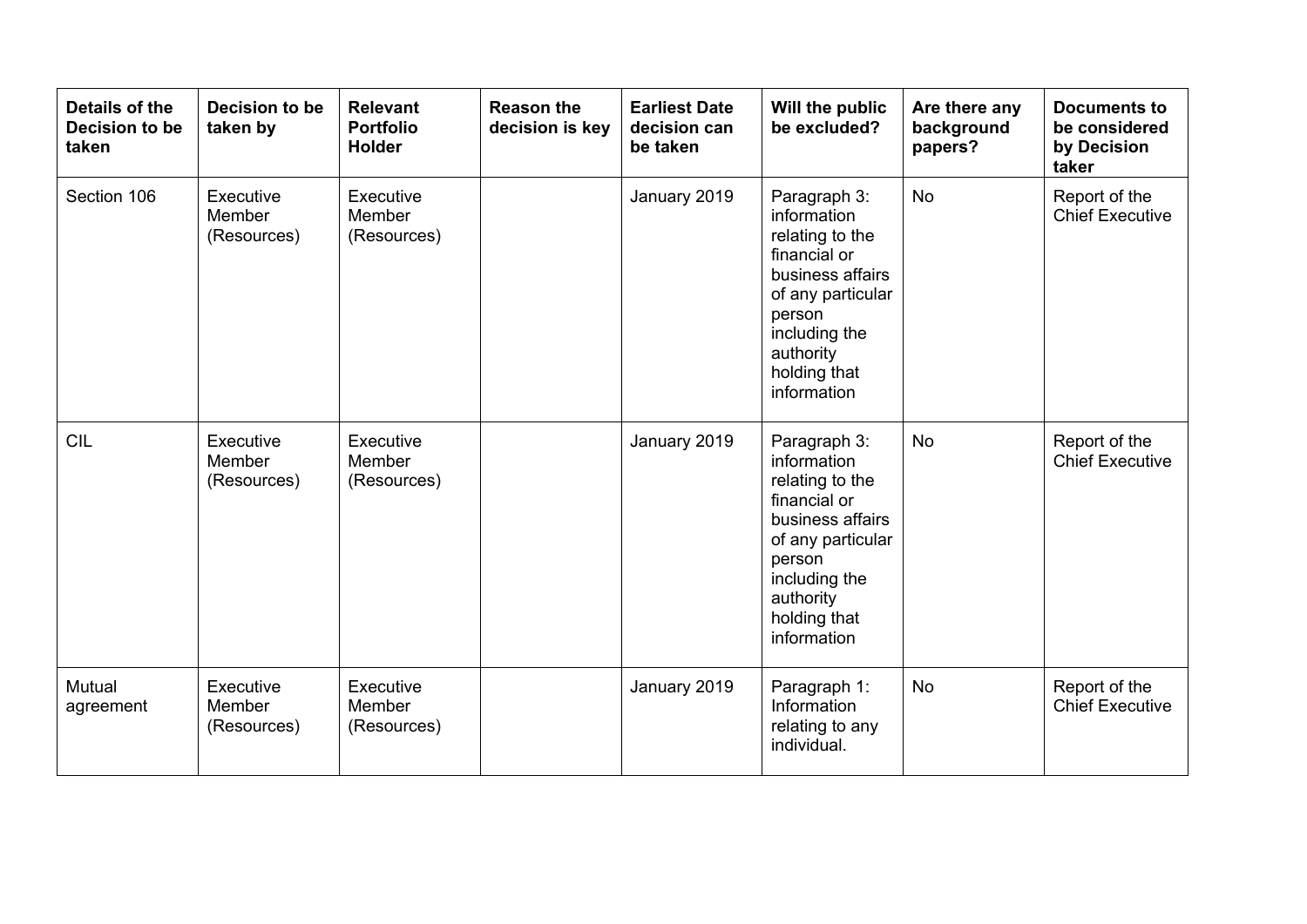| Details of the Decision to be taken | Decision to be taken by | Relevant Portfolio Holder | Reason the decision is key | Earliest Date decision can be taken | Will the public be excluded? | Are there any background papers? | Documents to be considered by Decision taker |
|---|---|---|---|---|---|---|---|
| Section 106 | Executive Member (Resources) | Executive Member (Resources) | | January 2019 | Paragraph 3: information relating to the financial or business affairs of any particular person including the authority holding that information | No | Report of the Chief Executive |
| CIL | Executive Member (Resources) | Executive Member (Resources) | | January 2019 | Paragraph 3: information relating to the financial or business affairs of any particular person including the authority holding that information | No | Report of the Chief Executive |
| Mutual agreement | Executive Member (Resources) | Executive Member (Resources) | | January 2019 | Paragraph 1: Information relating to any individual. | No | Report of the Chief Executive |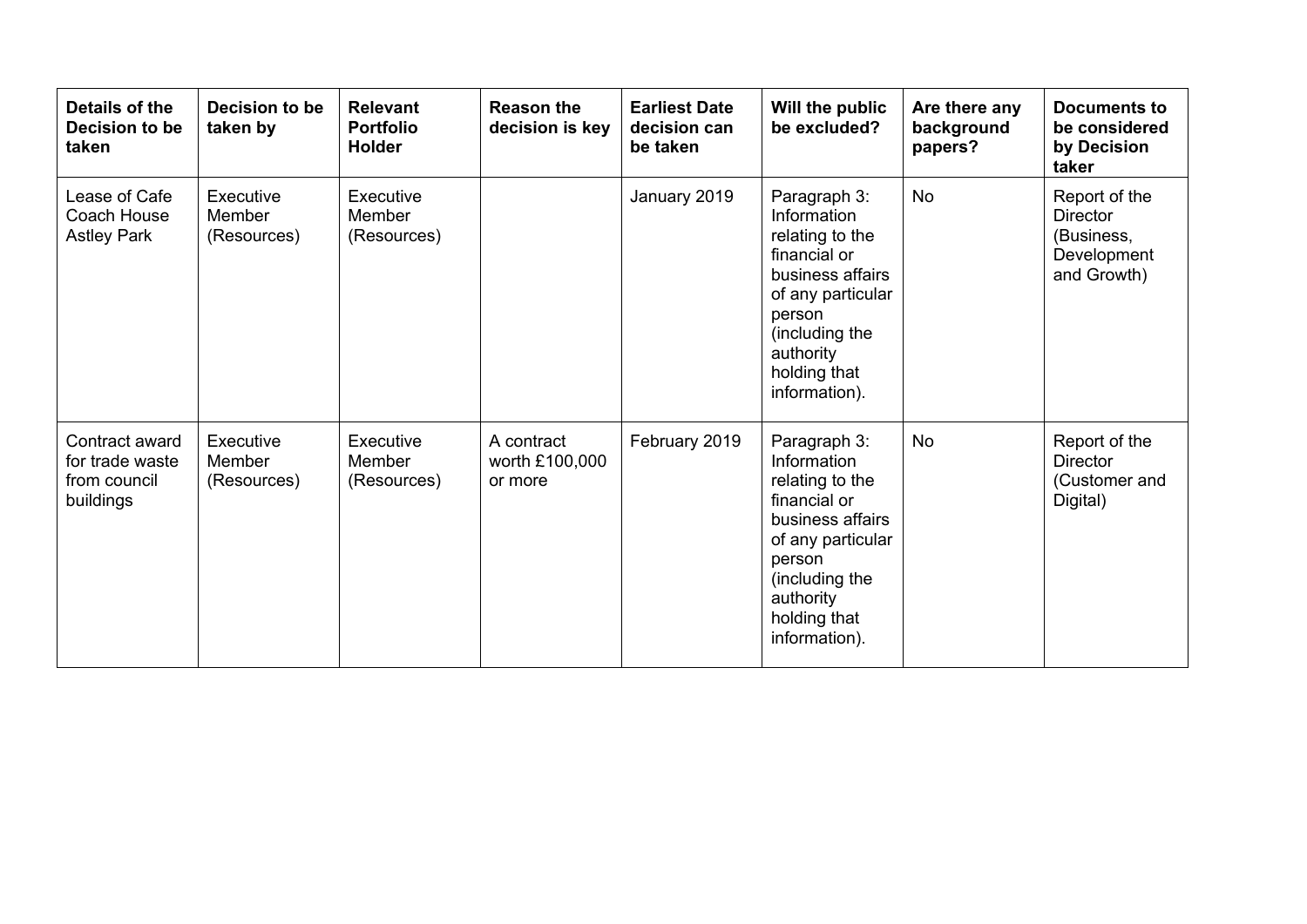| Details of the Decision to be taken | Decision to be taken by | Relevant Portfolio Holder | Reason the decision is key | Earliest Date decision can be taken | Will the public be excluded? | Are there any background papers? | Documents to be considered by Decision taker |
|---|---|---|---|---|---|---|---|
| Lease of Cafe Coach House Astley Park | Executive Member (Resources) | Executive Member (Resources) | | January 2019 | Paragraph 3: Information relating to the financial or business affairs of any particular person (including the authority holding that information). | No | Report of the Director (Business, Development and Growth) |
| Contract award for trade waste from council buildings | Executive Member (Resources) | Executive Member (Resources) | A contract worth £100,000 or more | February 2019 | Paragraph 3: Information relating to the financial or business affairs of any particular person (including the authority holding that information). | No | Report of the Director (Customer and Digital) |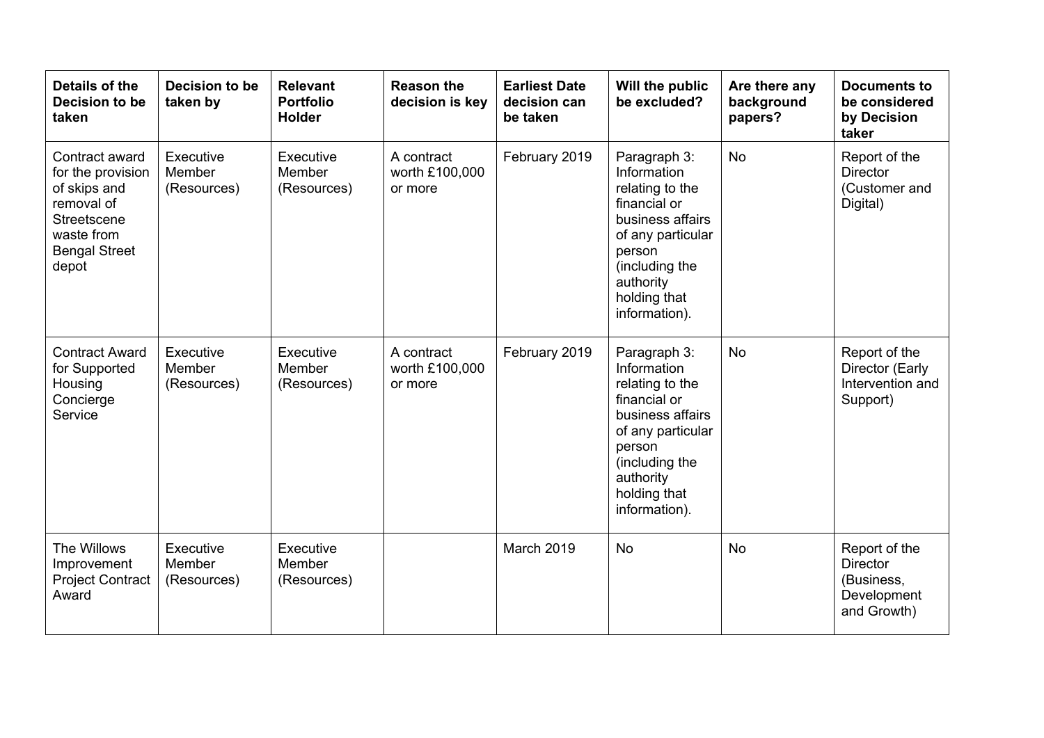| Details of the Decision to be taken | Decision to be taken by | Relevant Portfolio Holder | Reason the decision is key | Earliest Date decision can be taken | Will the public be excluded? | Are there any background papers? | Documents to be considered by Decision taker |
|---|---|---|---|---|---|---|---|
| Contract award for the provision of skips and removal of Streetscene waste from Bengal Street depot | Executive Member (Resources) | Executive Member (Resources) | A contract worth £100,000 or more | February 2019 | Paragraph 3: Information relating to the financial or business affairs of any particular person (including the authority holding that information). | No | Report of the Director (Customer and Digital) |
| Contract Award for Supported Housing Concierge Service | Executive Member (Resources) | Executive Member (Resources) | A contract worth £100,000 or more | February 2019 | Paragraph 3: Information relating to the financial or business affairs of any particular person (including the authority holding that information). | No | Report of the Director (Early Intervention and Support) |
| The Willows Improvement Project Contract Award | Executive Member (Resources) | Executive Member (Resources) | | March 2019 | No | No | Report of the Director (Business, Development and Growth) |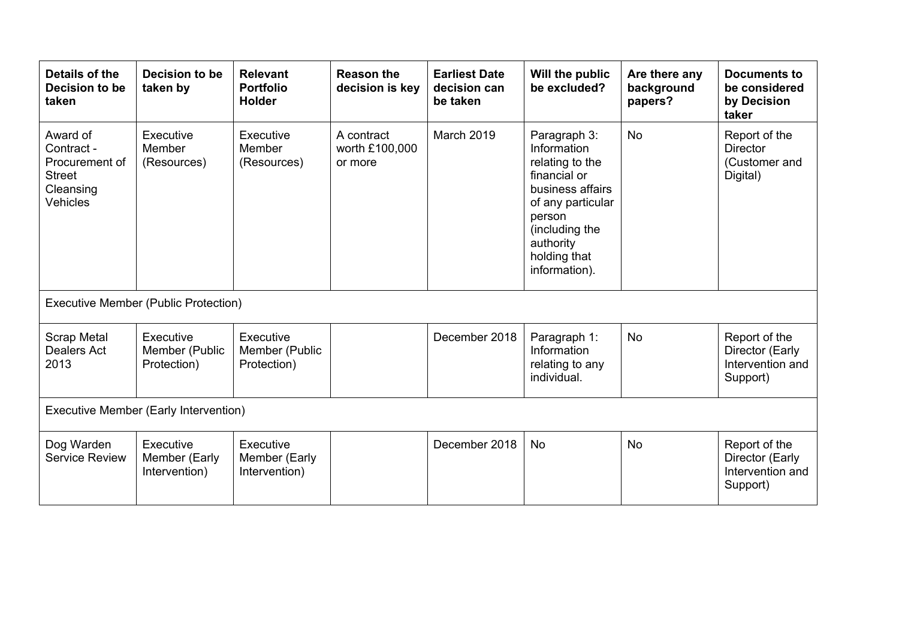| Details of the Decision to be taken | Decision to be taken by | Relevant Portfolio Holder | Reason the decision is key | Earliest Date decision can be taken | Will the public be excluded? | Are there any background papers? | Documents to be considered by Decision taker |
|---|---|---|---|---|---|---|---|
| Award of Contract - Procurement of Street Cleansing Vehicles | Executive Member (Resources) | Executive Member (Resources) | A contract worth £100,000 or more | March 2019 | Paragraph 3: Information relating to the financial or business affairs of any particular person (including the authority holding that information). | No | Report of the Director (Customer and Digital) |
| Executive Member (Public Protection) | | | | | | | |
| Scrap Metal Dealers Act 2013 | Executive Member (Public Protection) | Executive Member (Public Protection) | | December 2018 | Paragraph 1: Information relating to any individual. | No | Report of the Director (Early Intervention and Support) |
| Executive Member (Early Intervention) | | | | | | | |
| Dog Warden Service Review | Executive Member (Early Intervention) | Executive Member (Early Intervention) | | December 2018 | No | No | Report of the Director (Early Intervention and Support) |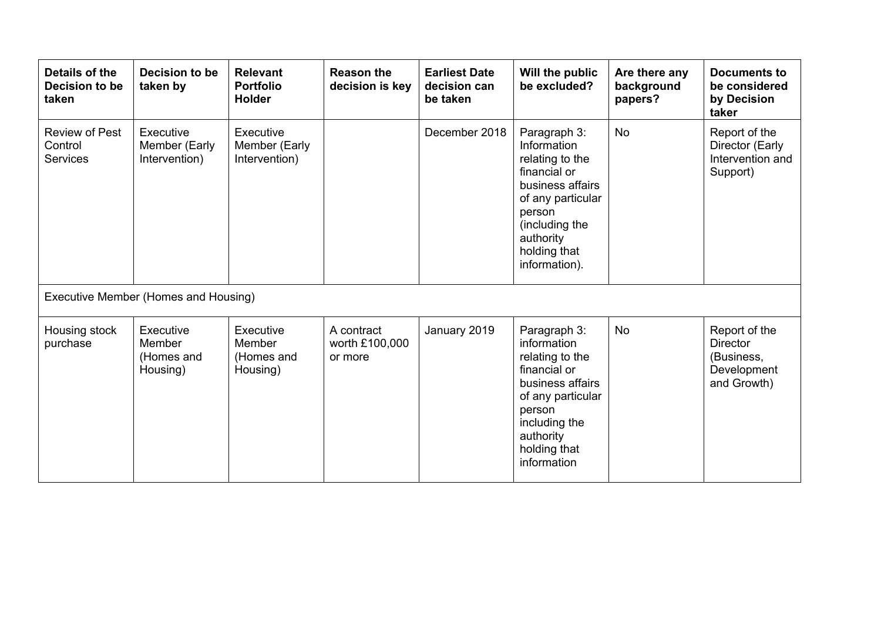| Details of the Decision to be taken | Decision to be taken by | Relevant Portfolio Holder | Reason the decision is key | Earliest Date decision can be taken | Will the public be excluded? | Are there any background papers? | Documents to be considered by Decision taker |
|---|---|---|---|---|---|---|---|
| Review of Pest Control Services | Executive Member (Early Intervention) | Executive Member (Early Intervention) | | December 2018 | Paragraph 3: Information relating to the financial or business affairs of any particular person (including the authority holding that information). | No | Report of the Director (Early Intervention and Support) |
| Executive Member (Homes and Housing) | | | | | | | |
| Housing stock purchase | Executive Member (Homes and Housing) | Executive Member (Homes and Housing) | A contract worth £100,000 or more | January 2019 | Paragraph 3: information relating to the financial or business affairs of any particular person including the authority holding that information | No | Report of the Director (Business, Development and Growth) |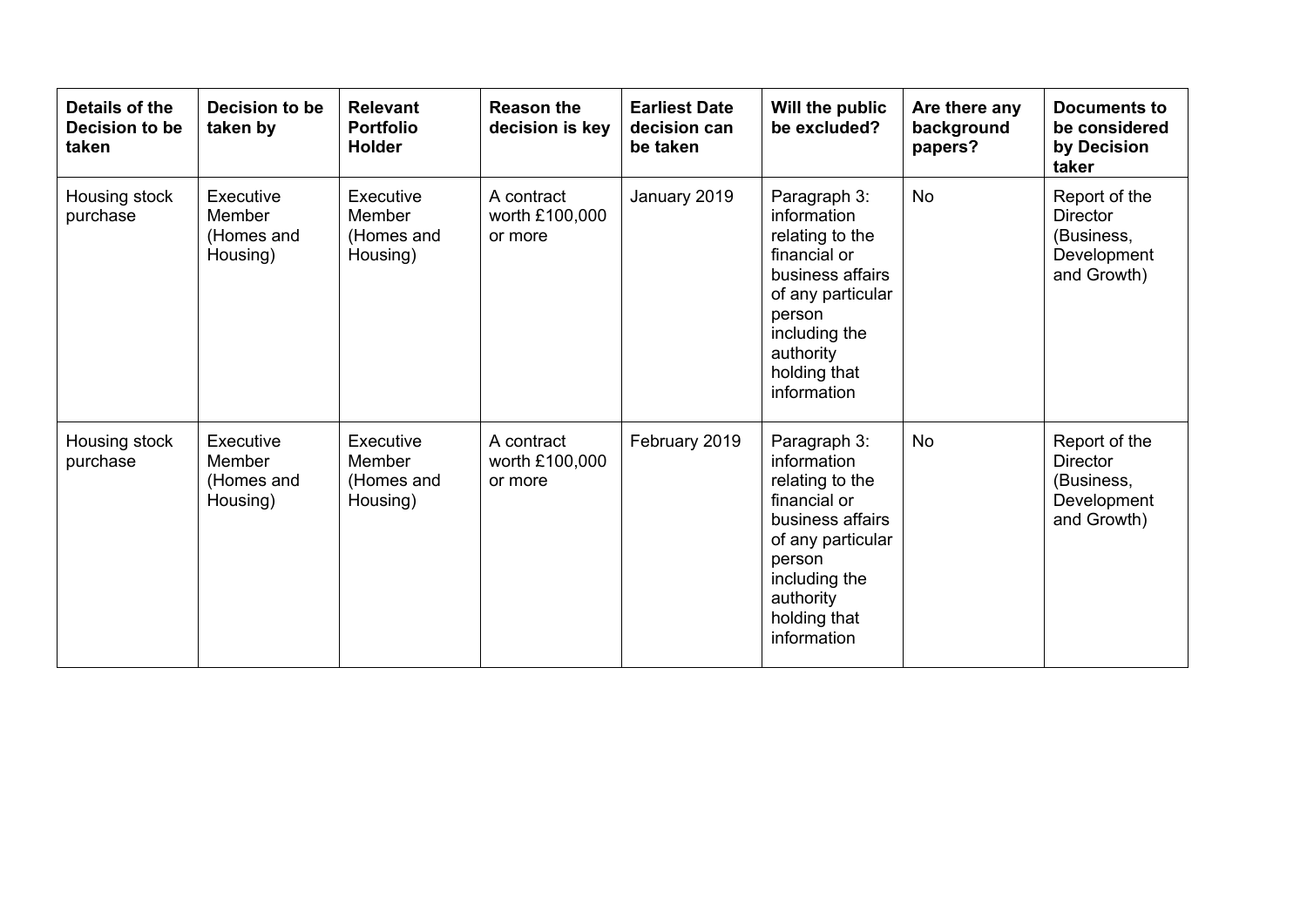| Details of the Decision to be taken | Decision to be taken by | Relevant Portfolio Holder | Reason the decision is key | Earliest Date decision can be taken | Will the public be excluded? | Are there any background papers? | Documents to be considered by Decision taker |
|---|---|---|---|---|---|---|---|
| Housing stock purchase | Executive Member (Homes and Housing) | Executive Member (Homes and Housing) | A contract worth £100,000 or more | January 2019 | Paragraph 3: information relating to the financial or business affairs of any particular person including the authority holding that information | No | Report of the Director (Business, Development and Growth) |
| Housing stock purchase | Executive Member (Homes and Housing) | Executive Member (Homes and Housing) | A contract worth £100,000 or more | February 2019 | Paragraph 3: information relating to the financial or business affairs of any particular person including the authority holding that information | No | Report of the Director (Business, Development and Growth) |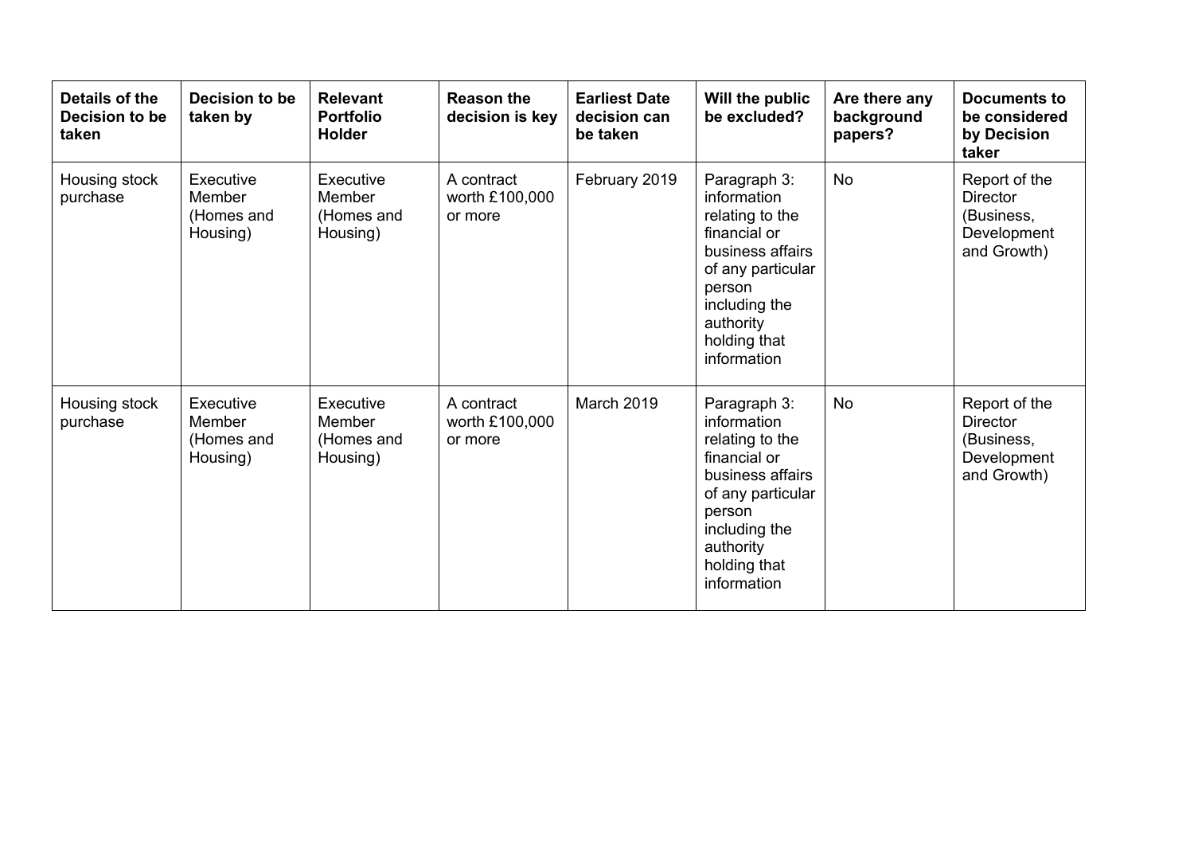| Details of the Decision to be taken | Decision to be taken by | Relevant Portfolio Holder | Reason the decision is key | Earliest Date decision can be taken | Will the public be excluded? | Are there any background papers? | Documents to be considered by Decision taker |
|---|---|---|---|---|---|---|---|
| Housing stock purchase | Executive Member (Homes and Housing) | Executive Member (Homes and Housing) | A contract worth £100,000 or more | February 2019 | Paragraph 3: information relating to the financial or business affairs of any particular person including the authority holding that information | No | Report of the Director (Business, Development and Growth) |
| Housing stock purchase | Executive Member (Homes and Housing) | Executive Member (Homes and Housing) | A contract worth £100,000 or more | March 2019 | Paragraph 3: information relating to the financial or business affairs of any particular person including the authority holding that information | No | Report of the Director (Business, Development and Growth) |